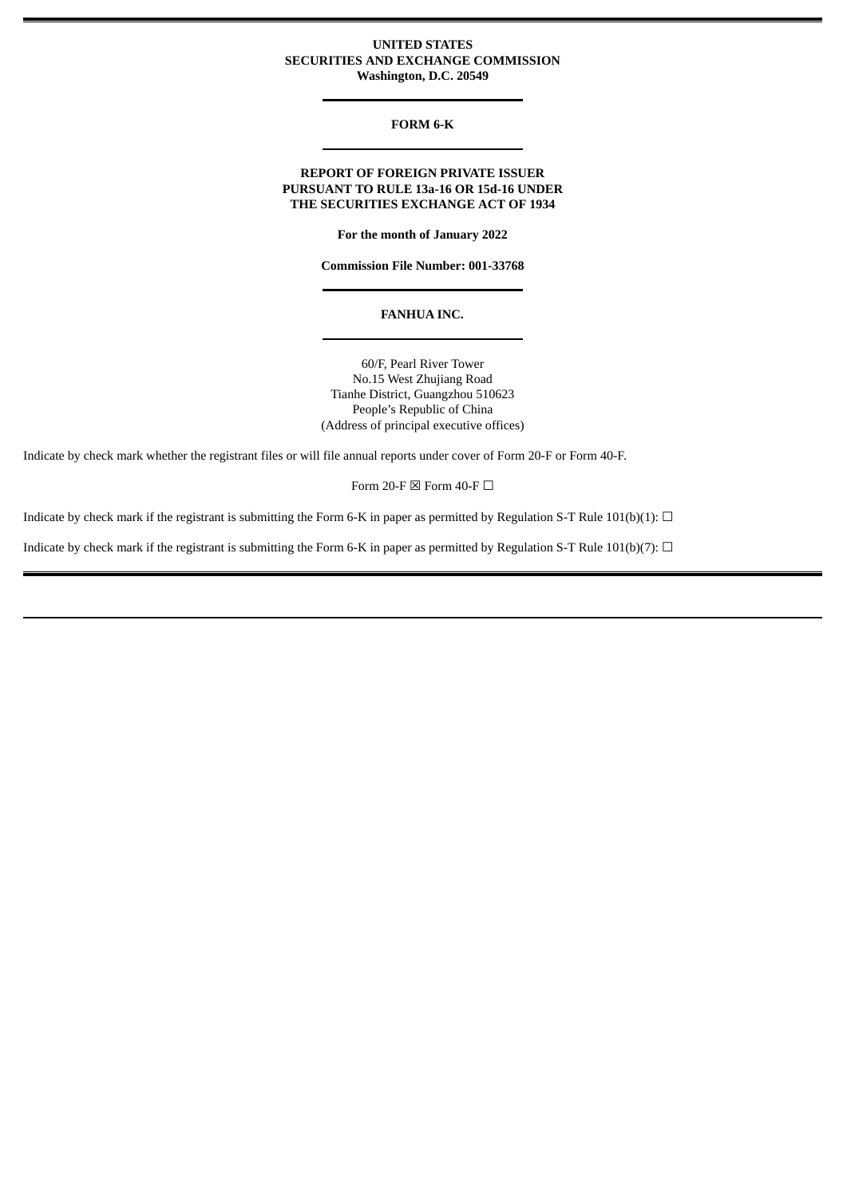**UNITED STATES**
**SECURITIES AND EXCHANGE COMMISSION**
**Washington, D.C. 20549**

---

**FORM 6-K**

---

**REPORT OF FOREIGN PRIVATE ISSUER**
**PURSUANT TO RULE 13a-16 OR 15d-16 UNDER**
**THE SECURITIES EXCHANGE ACT OF 1934**

**For the month of January 2022**

**Commission File Number: 001-33768**

---

**FANHUA INC.**

---

60/F, Pearl River Tower
No.15 West Zhujiang Road
Tianhe District, Guangzhou 510623
People's Republic of China
(Address of principal executive offices)

Indicate by check mark whether the registrant files or will file annual reports under cover of Form 20-F or Form 40-F.

Form 20-F ☒ Form 40-F ☐

Indicate by check mark if the registrant is submitting the Form 6-K in paper as permitted by Regulation S-T Rule 101(b)(1): ☐

Indicate by check mark if the registrant is submitting the Form 6-K in paper as permitted by Regulation S-T Rule 101(b)(7): ☐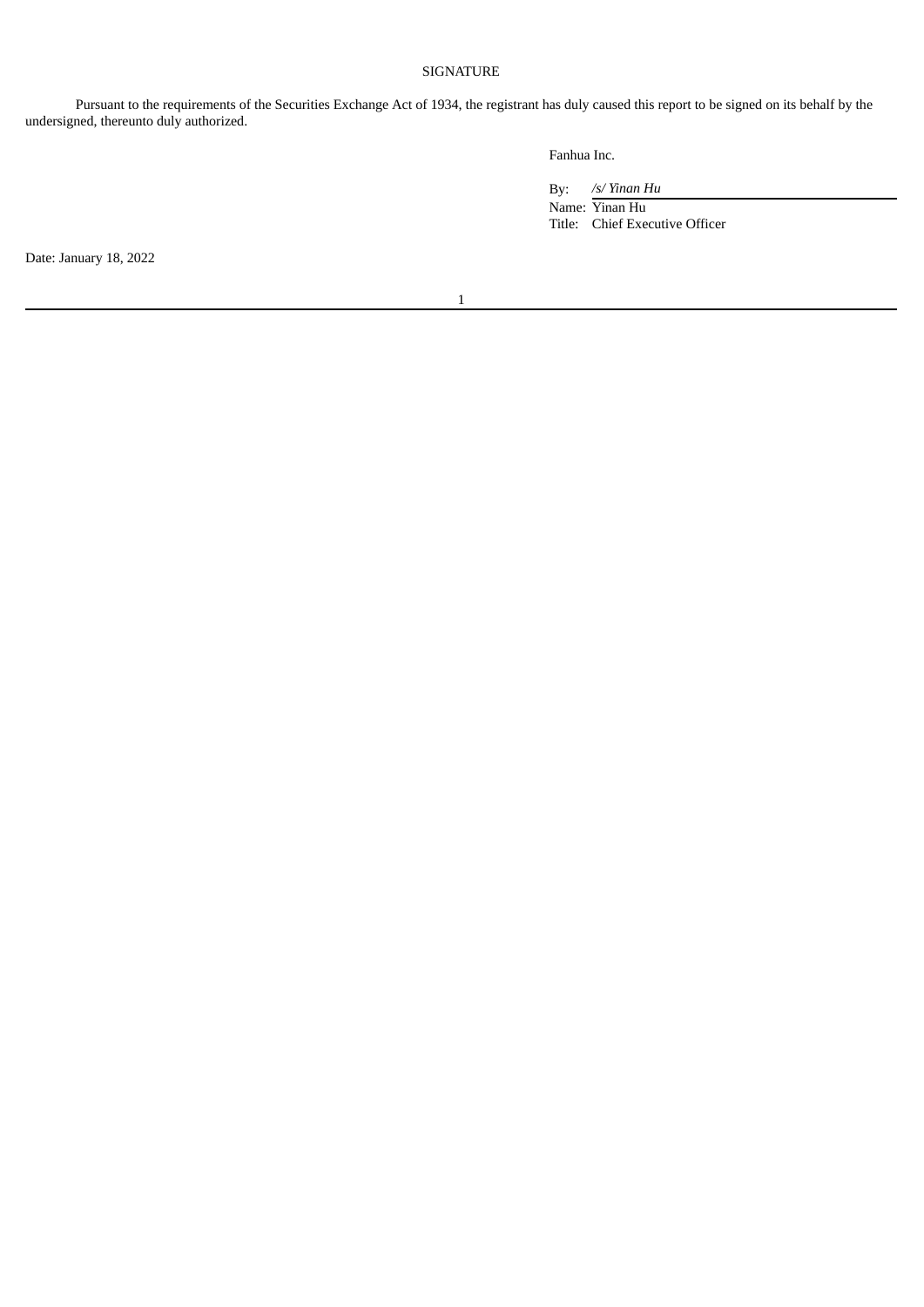# SIGNATURE

Pursuant to the requirements of the Securities Exchange Act of 1934, the registrant has duly caused this report to be signed on its behalf by the undersigned, thereunto duly authorized.

Fanhua Inc.

By: *\/s/ Yinan Hu*

Name: Yinan Hu

Title: Chief Executive Officer

Date: January 18, 2022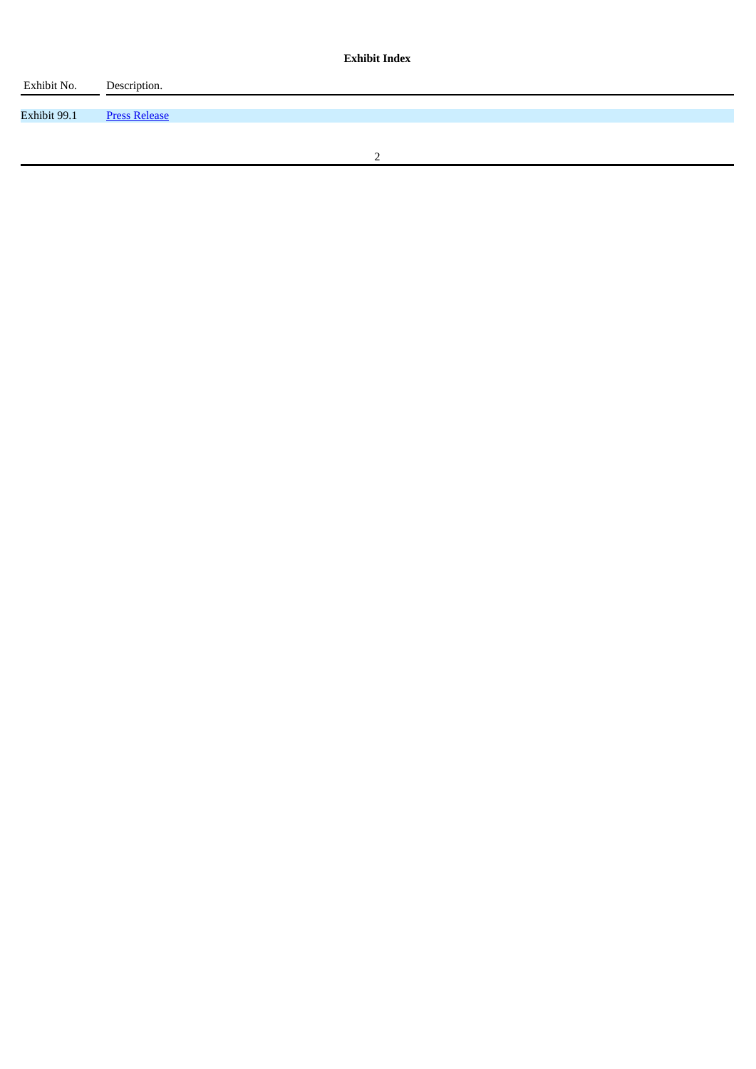**Exhibit Index**

| Exhibit No. | Description. |
| --- | --- |
| Exhibit 99.1 | Press Release |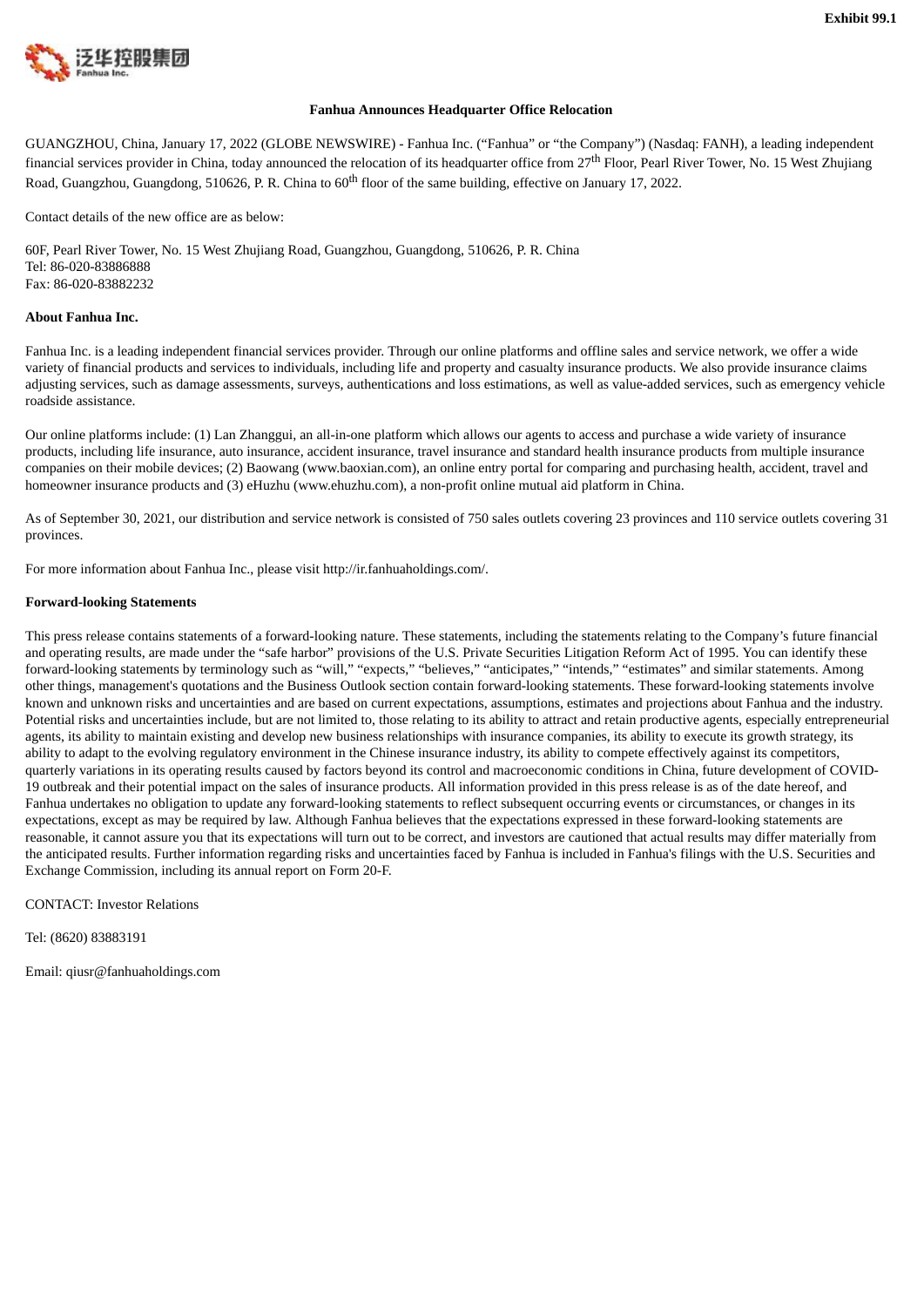Exhibit 99.1

泛华控股集团
Fanhua Inc.

**Fanhua Announces Headquarter Office Relocation**

GUANGZHOU, China, January 17, 2022 (GLOBE NEWSWIRE) - Fanhua Inc. ("Fanhua" or "the Company") (Nasdaq: FANH), a leading independent financial services provider in China, today announced the relocation of its headquarter office from 27th Floor, Pearl River Tower, No. 15 West Zhujiang Road, Guangzhou, Guangdong, 510626, P. R. China to 60th floor of the same building, effective on January 17, 2022.

Contact details of the new office are as below:

60F, Pearl River Tower, No. 15 West Zhujiang Road, Guangzhou, Guangdong, 510626, P. R. China
Tel: 86-020-83886888
Fax: 86-020-83882232

**About Fanhua Inc.**

Fanhua Inc. is a leading independent financial services provider. Through our online platforms and offline sales and service network, we offer a wide variety of financial products and services to individuals, including life and property and casualty insurance products. We also provide insurance claims adjusting services, such as damage assessments, surveys, authentications and loss estimations, as well as value-added services, such as emergency vehicle roadside assistance.

Our online platforms include: (1) Lan Zhanggui, an all-in-one platform which allows our agents to access and purchase a wide variety of insurance products, including life insurance, auto insurance, accident insurance, travel insurance and standard health insurance products from multiple insurance companies on their mobile devices; (2) Baowang (www.baoxian.com), an online entry portal for comparing and purchasing health, accident, travel and homeowner insurance products and (3) eHuzhu (www.ehuzhu.com), a non-profit online mutual aid platform in China.

As of September 30, 2021, our distribution and service network is consisted of 750 sales outlets covering 23 provinces and 110 service outlets covering 31 provinces.

For more information about Fanhua Inc., please visit http://ir.fanhuaholdings.com/.

**Forward-looking Statements**

This press release contains statements of a forward-looking nature. These statements, including the statements relating to the Company's future financial and operating results, are made under the "safe harbor" provisions of the U.S. Private Securities Litigation Reform Act of 1995. You can identify these forward-looking statements by terminology such as "will," "expects," "believes," "anticipates," "intends," "estimates" and similar statements. Among other things, management's quotations and the Business Outlook section contain forward-looking statements. These forward-looking statements involve known and unknown risks and uncertainties and are based on current expectations, assumptions, estimates and projections about Fanhua and the industry. Potential risks and uncertainties include, but are not limited to, those relating to its ability to attract and retain productive agents, especially entrepreneurial agents, its ability to maintain existing and develop new business relationships with insurance companies, its ability to execute its growth strategy, its ability to adapt to the evolving regulatory environment in the Chinese insurance industry, its ability to compete effectively against its competitors, quarterly variations in its operating results caused by factors beyond its control and macroeconomic conditions in China, future development of COVID-19 outbreak and their potential impact on the sales of insurance products. All information provided in this press release is as of the date hereof, and Fanhua undertakes no obligation to update any forward-looking statements to reflect subsequent occurring events or circumstances, or changes in its expectations, except as may be required by law. Although Fanhua believes that the expectations expressed in these forward-looking statements are reasonable, it cannot assure you that its expectations will turn out to be correct, and investors are cautioned that actual results may differ materially from the anticipated results. Further information regarding risks and uncertainties faced by Fanhua is included in Fanhua's filings with the U.S. Securities and Exchange Commission, including its annual report on Form 20-F.

CONTACT: Investor Relations

Tel: (8620) 83883191

Email: qiusr@fanhuaholdings.com